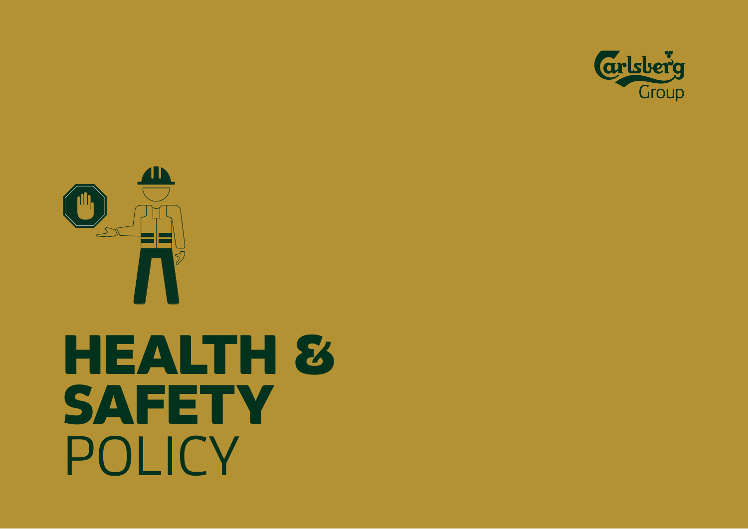# HEALTH & SAFETY POLICY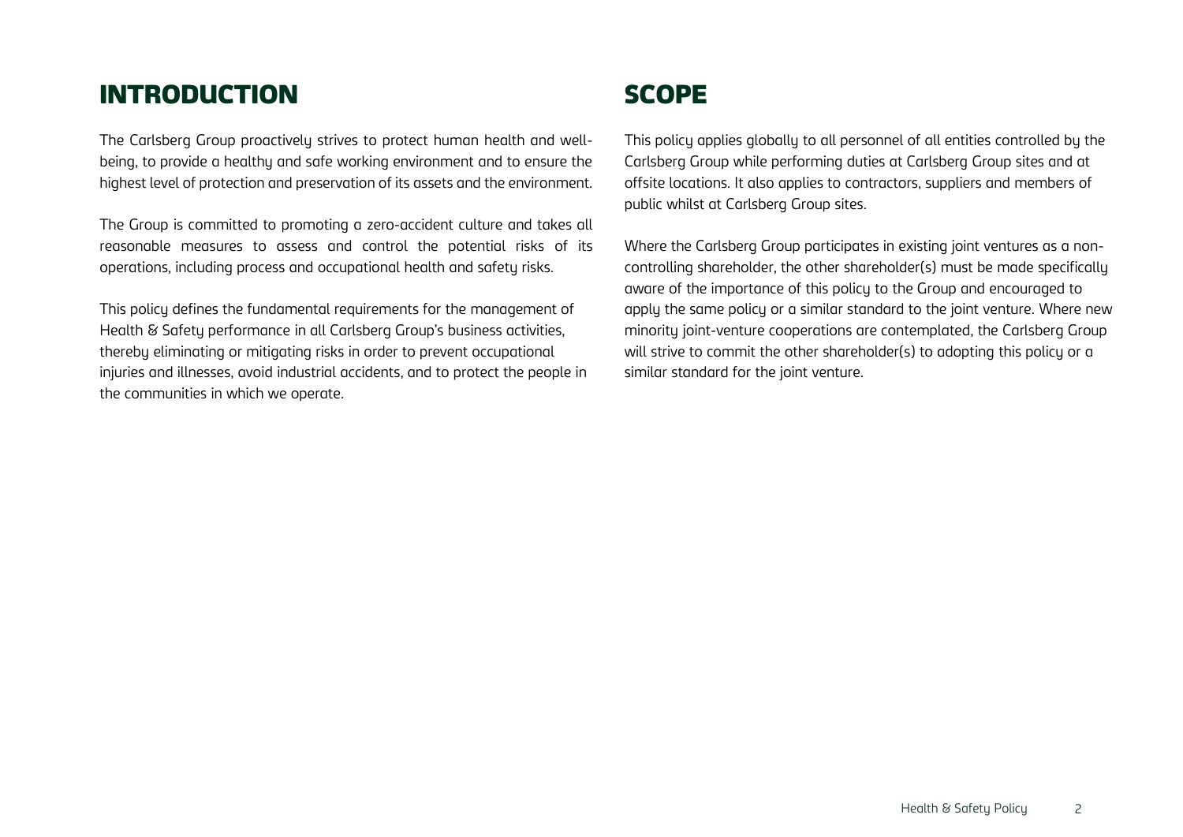## INTRODUCTION

The Carlsberg Group proactively strives to protect human health and well-being, to provide a healthy and safe working environment and to ensure the highest level of protection and preservation of its assets and the environment.

The Group is committed to promoting a zero-accident culture and takes all reasonable measures to assess and control the potential risks of its operations, including process and occupational health and safety risks.

This policy defines the fundamental requirements for the management of Health & Safety performance in all Carlsberg Group's business activities, thereby eliminating or mitigating risks in order to prevent occupational injuries and illnesses, avoid industrial accidents, and to protect the people in the communities in which we operate.

## SCOPE

This policy applies globally to all personnel of all entities controlled by the Carlsberg Group while performing duties at Carlsberg Group sites and at offsite locations. It also applies to contractors, suppliers and members of public whilst at Carlsberg Group sites.

Where the Carlsberg Group participates in existing joint ventures as a non-controlling shareholder, the other shareholder(s) must be made specifically aware of the importance of this policy to the Group and encouraged to apply the same policy or a similar standard to the joint venture. Where new minority joint-venture cooperations are contemplated, the Carlsberg Group will strive to commit the other shareholder(s) to adopting this policy or a similar standard for the joint venture.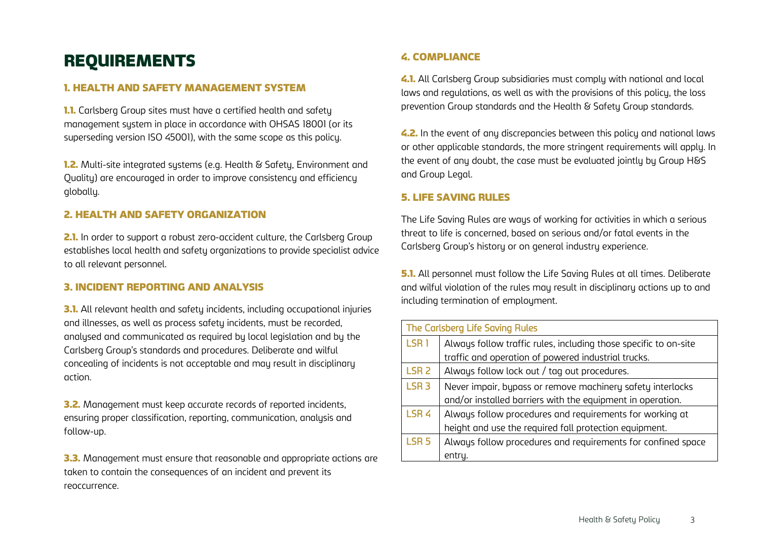# REQUIREMENTS

### 1. HEALTH AND SAFETY MANAGEMENT SYSTEM

**1.1.** Carlsberg Group sites must have a certified health and safety management system in place in accordance with OHSAS 18001 (or its superseding version ISO 45001), with the same scope as this policy.

**1.2.** Multi-site integrated systems (e.g. Health & Safety, Environment and Quality) are encouraged in order to improve consistency and efficiency globally.

### 2. HEALTH AND SAFETY ORGANIZATION

**2.1.** In order to support a robust zero-accident culture, the Carlsberg Group establishes local health and safety organizations to provide specialist advice to all relevant personnel.

### 3. INCIDENT REPORTING AND ANALYSIS

**3.1.** All relevant health and safety incidents, including occupational injuries and illnesses, as well as process safety incidents, must be recorded, analysed and communicated as required by local legislation and by the Carlsberg Group's standards and procedures. Deliberate and wilful concealing of incidents is not acceptable and may result in disciplinary action.

**3.2.** Management must keep accurate records of reported incidents, ensuring proper classification, reporting, communication, analysis and follow-up.

**3.3.** Management must ensure that reasonable and appropriate actions are taken to contain the consequences of an incident and prevent its reoccurrence.

### 4. COMPLIANCE

**4.1.** All Carlsberg Group subsidiaries must comply with national and local laws and regulations, as well as with the provisions of this policy, the loss prevention Group standards and the Health & Safety Group standards.

**4.2.** In the event of any discrepancies between this policy and national laws or other applicable standards, the more stringent requirements will apply. In the event of any doubt, the case must be evaluated jointly by Group H&S and Group Legal.

### 5. LIFE SAVING RULES

The Life Saving Rules are ways of working for activities in which a serious threat to life is concerned, based on serious and/or fatal events in the Carlsberg Group's history or on general industry experience.

**5.1.** All personnel must follow the Life Saving Rules at all times. Deliberate and wilful violation of the rules may result in disciplinary actions up to and including termination of employment.

| The Carlsberg Life Saving Rules | |
|---|---|
| LSR 1 | Always follow traffic rules, including those specific to on-site traffic and operation of powered industrial trucks. |
| LSR 2 | Always follow lock out / tag out procedures. |
| LSR 3 | Never impair, bypass or remove machinery safety interlocks and/or installed barriers with the equipment in operation. |
| LSR 4 | Always follow procedures and requirements for working at height and use the required fall protection equipment. |
| LSR 5 | Always follow procedures and requirements for confined space entry. |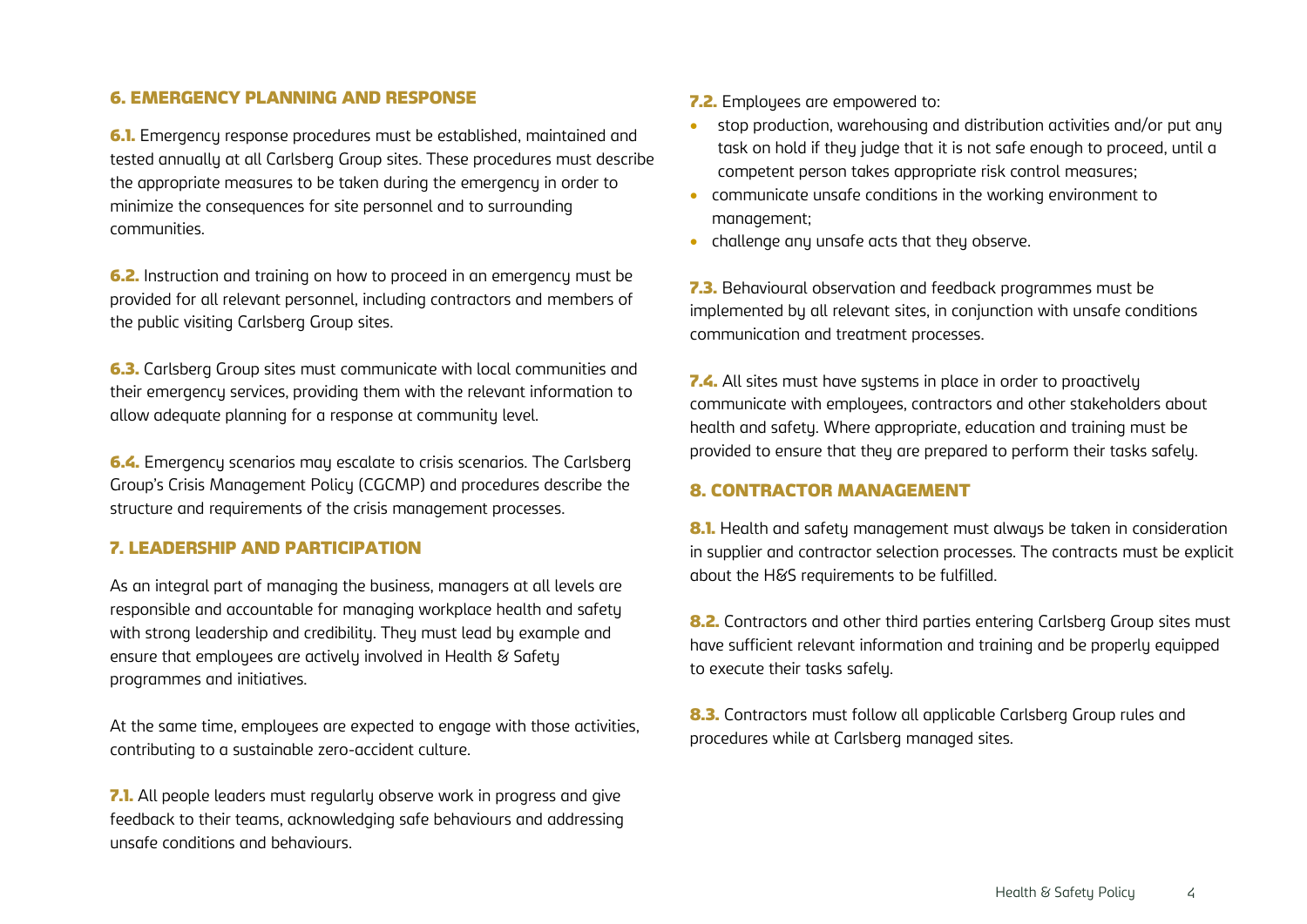## 6. EMERGENCY PLANNING AND RESPONSE

**6.1.** Emergency response procedures must be established, maintained and tested annually at all Carlsberg Group sites. These procedures must describe the appropriate measures to be taken during the emergency in order to minimize the consequences for site personnel and to surrounding communities.

**6.2.** Instruction and training on how to proceed in an emergency must be provided for all relevant personnel, including contractors and members of the public visiting Carlsberg Group sites.

**6.3.** Carlsberg Group sites must communicate with local communities and their emergency services, providing them with the relevant information to allow adequate planning for a response at community level.

**6.4.** Emergency scenarios may escalate to crisis scenarios. The Carlsberg Group's Crisis Management Policy (CGCMP) and procedures describe the structure and requirements of the crisis management processes.

## 7. LEADERSHIP AND PARTICIPATION

As an integral part of managing the business, managers at all levels are responsible and accountable for managing workplace health and safety with strong leadership and credibility. They must lead by example and ensure that employees are actively involved in Health & Safety programmes and initiatives.

At the same time, employees are expected to engage with those activities, contributing to a sustainable zero-accident culture.

**7.1.** All people leaders must regularly observe work in progress and give feedback to their teams, acknowledging safe behaviours and addressing unsafe conditions and behaviours.

**7.2.** Employees are empowered to:

- stop production, warehousing and distribution activities and/or put any task on hold if they judge that it is not safe enough to proceed, until a competent person takes appropriate risk control measures;
- communicate unsafe conditions in the working environment to management;
- challenge any unsafe acts that they observe.

**7.3.** Behavioural observation and feedback programmes must be implemented by all relevant sites, in conjunction with unsafe conditions communication and treatment processes.

**7.4.** All sites must have systems in place in order to proactively communicate with employees, contractors and other stakeholders about health and safety. Where appropriate, education and training must be provided to ensure that they are prepared to perform their tasks safely.

## 8. CONTRACTOR MANAGEMENT

**8.1.** Health and safety management must always be taken in consideration in supplier and contractor selection processes. The contracts must be explicit about the H&S requirements to be fulfilled.

**8.2.** Contractors and other third parties entering Carlsberg Group sites must have sufficient relevant information and training and be properly equipped to execute their tasks safely.

**8.3.** Contractors must follow all applicable Carlsberg Group rules and procedures while at Carlsberg managed sites.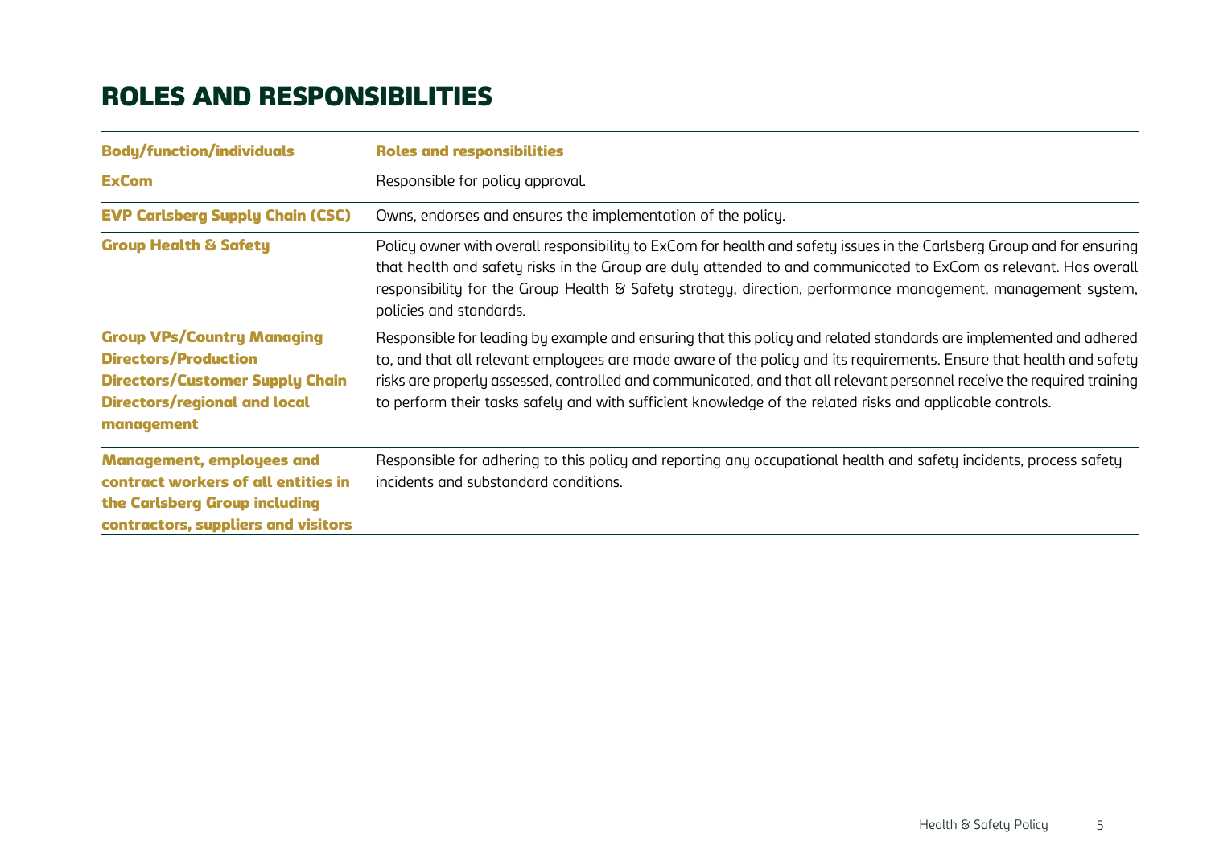# ROLES AND RESPONSIBILITIES

| Body/function/individuals | Roles and responsibilities |
|---|---|
| **ExCom** | Responsible for policy approval. |
| **EVP Carlsberg Supply Chain (CSC)** | Owns, endorses and ensures the implementation of the policy. |
| **Group Health & Safety** | Policy owner with overall responsibility to ExCom for health and safety issues in the Carlsberg Group and for ensuring that health and safety risks in the Group are duly attended to and communicated to ExCom as relevant. Has overall responsibility for the Group Health & Safety strategy, direction, performance management, management system, policies and standards. |
| **Group VPs/Country Managing Directors/Production Directors/Customer Supply Chain Directors/regional and local management** | Responsible for leading by example and ensuring that this policy and related standards are implemented and adhered to, and that all relevant employees are made aware of the policy and its requirements. Ensure that health and safety risks are properly assessed, controlled and communicated, and that all relevant personnel receive the required training to perform their tasks safely and with sufficient knowledge of the related risks and applicable controls. |
| **Management, employees and contract workers of all entities in the Carlsberg Group including contractors, suppliers and visitors** | Responsible for adhering to this policy and reporting any occupational health and safety incidents, process safety incidents and substandard conditions. |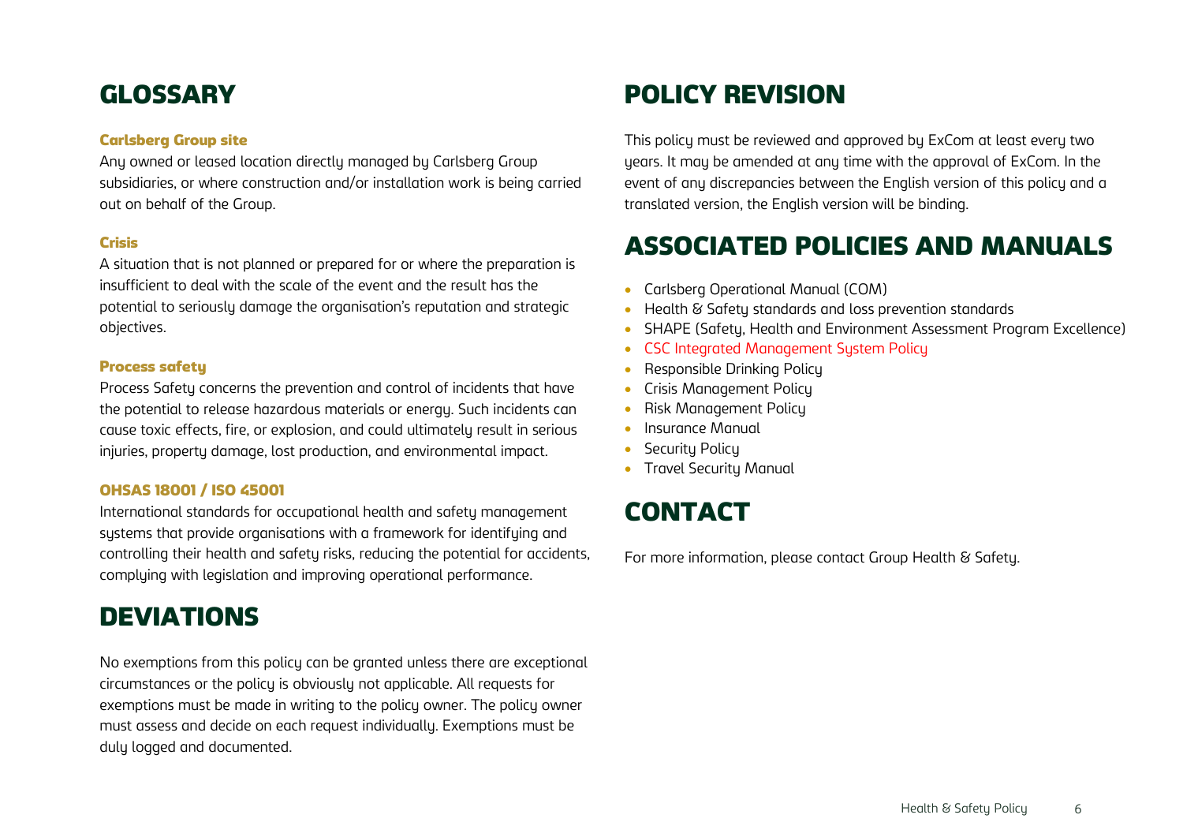## GLOSSARY

### Carlsberg Group site

Any owned or leased location directly managed by Carlsberg Group subsidiaries, or where construction and/or installation work is being carried out on behalf of the Group.

### Crisis

A situation that is not planned or prepared for or where the preparation is insufficient to deal with the scale of the event and the result has the potential to seriously damage the organisation's reputation and strategic objectives.

### Process safety

Process Safety concerns the prevention and control of incidents that have the potential to release hazardous materials or energy. Such incidents can cause toxic effects, fire, or explosion, and could ultimately result in serious injuries, property damage, lost production, and environmental impact.

### OHSAS 18001 / ISO 45001

International standards for occupational health and safety management systems that provide organisations with a framework for identifying and controlling their health and safety risks, reducing the potential for accidents, complying with legislation and improving operational performance.

## DEVIATIONS

No exemptions from this policy can be granted unless there are exceptional circumstances or the policy is obviously not applicable. All requests for exemptions must be made in writing to the policy owner. The policy owner must assess and decide on each request individually. Exemptions must be duly logged and documented.

## POLICY REVISION

This policy must be reviewed and approved by ExCom at least every two years. It may be amended at any time with the approval of ExCom. In the event of any discrepancies between the English version of this policy and a translated version, the English version will be binding.

## ASSOCIATED POLICIES AND MANUALS

- Carlsberg Operational Manual (COM)
- Health & Safety standards and loss prevention standards
- SHAPE (Safety, Health and Environment Assessment Program Excellence)
- CSC Integrated Management System Policy
- Responsible Drinking Policy
- Crisis Management Policy
- Risk Management Policy
- Insurance Manual
- Security Policy
- Travel Security Manual

## CONTACT

For more information, please contact Group Health & Safety.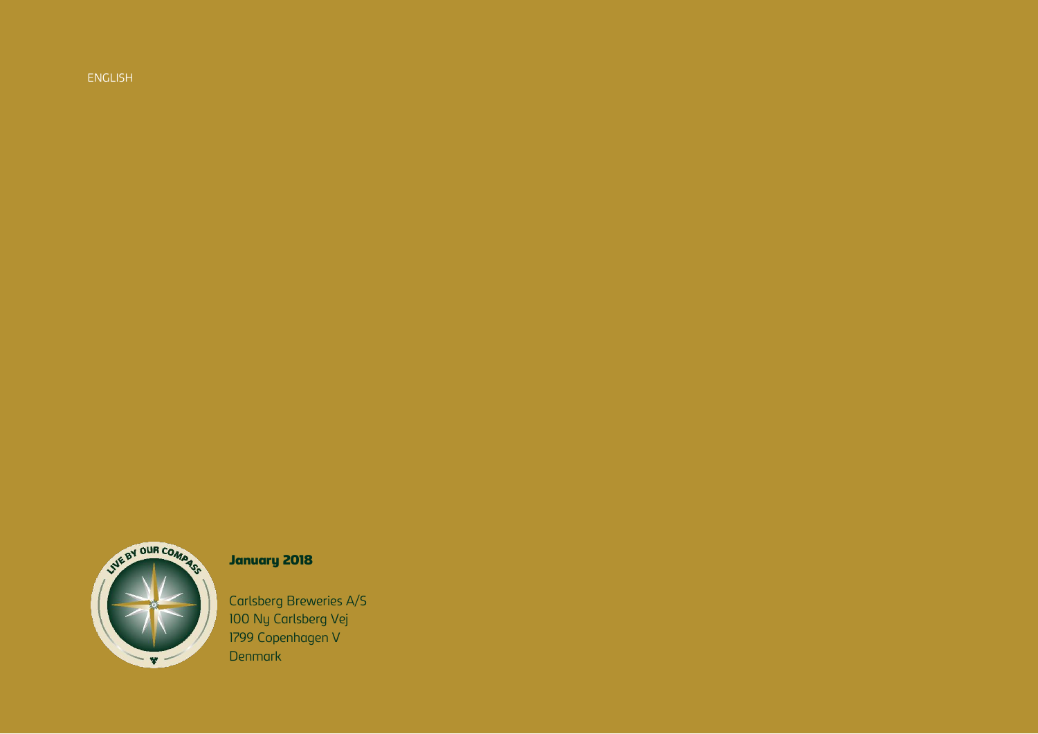ENGLISH

LIVE BY OUR COMPASS

**January 2018**

Carlsberg Breweries A/S
100 Ny Carlsberg Vej
1799 Copenhagen V
Denmark